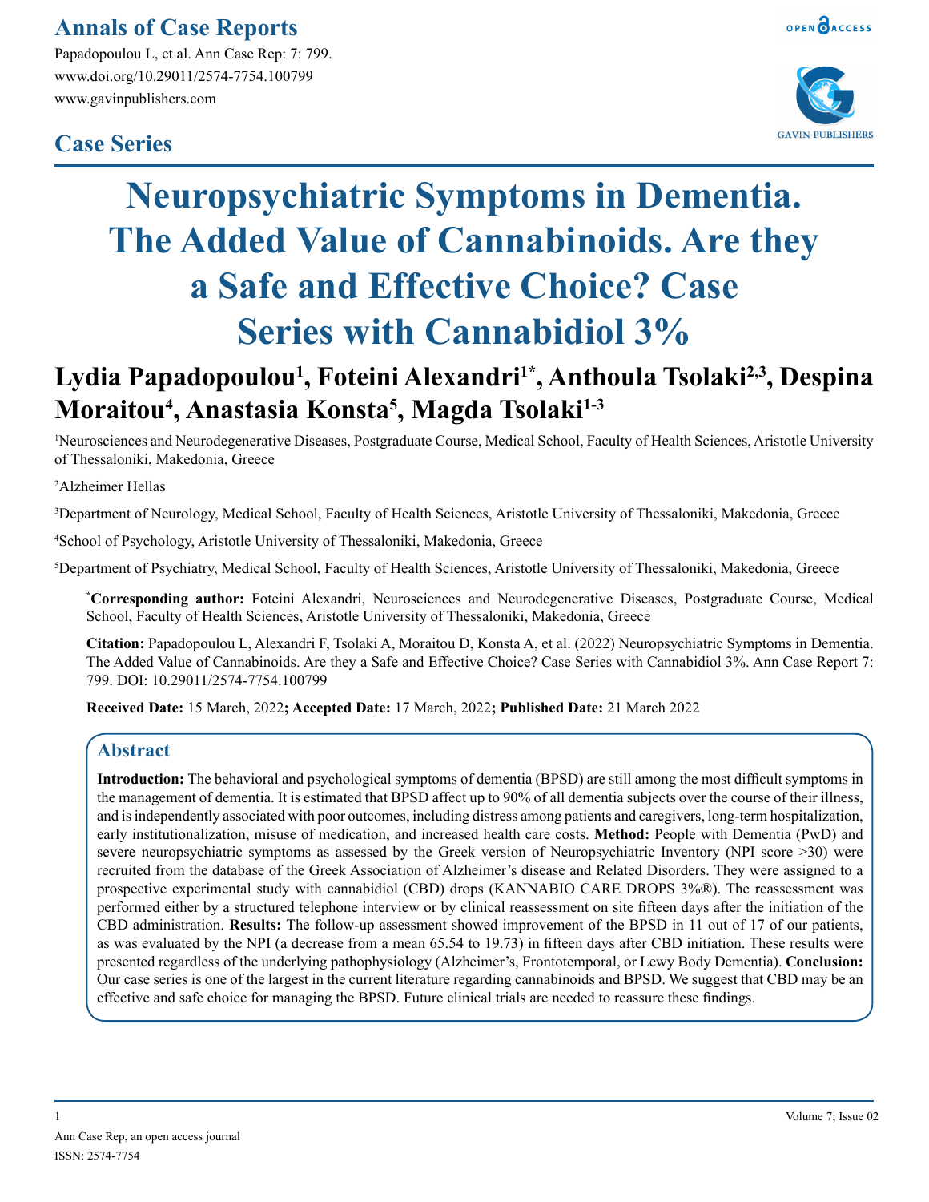## Case Series

# Neuropsychiatric Symptoms in Dementia. The Added Value of Cannabinoids. Are they a Safe and Effective Choice? Case Series with Cannabidiol 3%

**Lydia Papadopoulou[1], Foteini Alexandri[1*], Anthoula Tsolaki[2,3], Despina Moraitou[4], Anastasia Konsta[5], Magda Tsolaki[1-3]**

[1]Neurosciences and Neurodegenerative Diseases, Postgraduate Course, Medical School, Faculty of Health Sciences, Aristotle University of Thessaloniki, Makedonia, Greece

[2]Alzheimer Hellas

[3]Department of Neurology, Medical School, Faculty of Health Sciences, Aristotle University of Thessaloniki, Makedonia, Greece

[4]School of Psychology, Aristotle University of Thessaloniki, Makedonia, Greece

[5]Department of Psychiatry, Medical School, Faculty of Health Sciences, Aristotle University of Thessaloniki, Makedonia, Greece

**[*]Corresponding author:** Foteini Alexandri, Neurosciences and Neurodegenerative Diseases, Postgraduate Course, Medical School, Faculty of Health Sciences, Aristotle University of Thessaloniki, Makedonia, Greece

**Citation:** Papadopoulou L, Alexandri F, Tsolaki A, Moraitou D, Konsta A, et al. (2022) Neuropsychiatric Symptoms in Dementia. The Added Value of Cannabinoids. Are they a Safe and Effective Choice? Case Series with Cannabidiol 3%. Ann Case Report 7: 799. DOI: 10.29011/2574-7754.100799

**Received Date:** 15 March, 2022**; Accepted Date:** 17 March, 2022**; Published Date:** 21 March 2022

## Abstract

**Introduction:** The behavioral and psychological symptoms of dementia (BPSD) are still among the most difficult symptoms in the management of dementia. It is estimated that BPSD affect up to 90% of all dementia subjects over the course of their illness, and is independently associated with poor outcomes, including distress among patients and caregivers, long-term hospitalization, early institutionalization, misuse of medication, and increased health care costs. **Method:** People with Dementia (PwD) and severe neuropsychiatric symptoms as assessed by the Greek version of Neuropsychiatric Inventory (NPI score >30) were recruited from the database of the Greek Association of Alzheimer's disease and Related Disorders. They were assigned to a prospective experimental study with cannabidiol (CBD) drops (KANNABIO CARE DROPS 3%®). The reassessment was performed either by a structured telephone interview or by clinical reassessment on site fifteen days after the initiation of the CBD administration. **Results:** The follow-up assessment showed improvement of the BPSD in 11 out of 17 of our patients, as was evaluated by the NPI (a decrease from a mean 65.54 to 19.73) in fifteen days after CBD initiation. These results were presented regardless of the underlying pathophysiology (Alzheimer's, Frontotemporal, or Lewy Body Dementia). **Conclusion:** Our case series is one of the largest in the current literature regarding cannabinoids and BPSD. We suggest that CBD may be an effective and safe choice for managing the BPSD. Future clinical trials are needed to reassure these findings.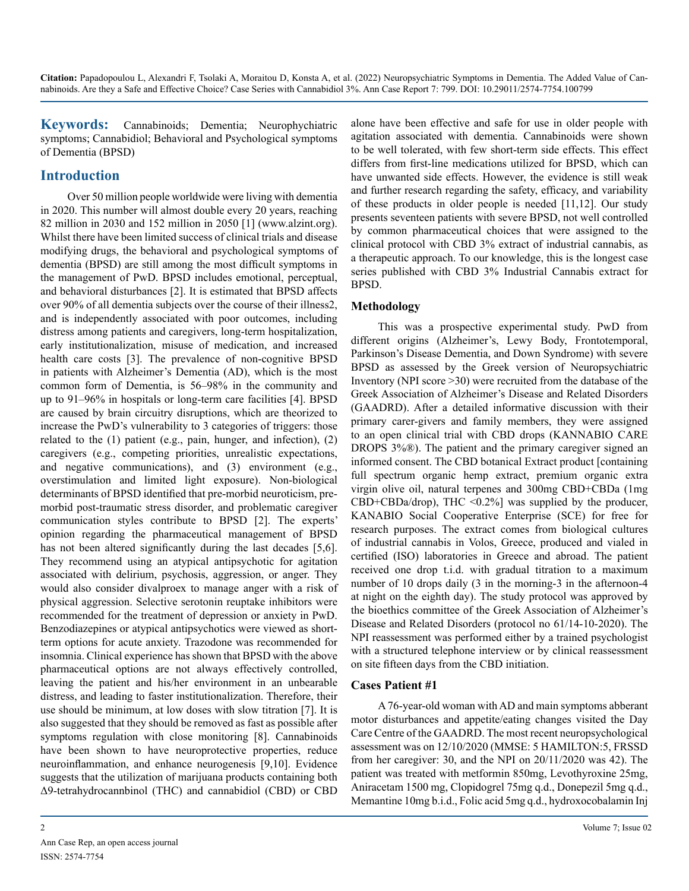**Keywords:** Cannabinoids; Dementia; Neurophychiatric symptoms; Cannabidiol; Behavioral and Psychological symptoms of Dementia (BPSD)

## Introduction

Over 50 million people worldwide were living with dementia in 2020. This number will almost double every 20 years, reaching 82 million in 2030 and 152 million in 2050 [1] (www.alzint.org). Whilst there have been limited success of clinical trials and disease modifying drugs, the behavioral and psychological symptoms of dementia (BPSD) are still among the most difficult symptoms in the management of PwD. BPSD includes emotional, perceptual, and behavioral disturbances [2]. It is estimated that BPSD affects over 90% of all dementia subjects over the course of their illness2, and is independently associated with poor outcomes, including distress among patients and caregivers, long-term hospitalization, early institutionalization, misuse of medication, and increased health care costs [3]. The prevalence of non-cognitive BPSD in patients with Alzheimer's Dementia (AD), which is the most common form of Dementia, is 56–98% in the community and up to 91–96% in hospitals or long-term care facilities [4]. BPSD are caused by brain circuitry disruptions, which are theorized to increase the PwD's vulnerability to 3 categories of triggers: those related to the (1) patient (e.g., pain, hunger, and infection), (2) caregivers (e.g., competing priorities, unrealistic expectations, and negative communications), and (3) environment (e.g., overstimulation and limited light exposure). Non-biological determinants of BPSD identified that pre-morbid neuroticism, pre-morbid post-traumatic stress disorder, and problematic caregiver communication styles contribute to BPSD [2]. The experts' opinion regarding the pharmaceutical management of BPSD has not been altered significantly during the last decades [5,6]. They recommend using an atypical antipsychotic for agitation associated with delirium, psychosis, aggression, or anger. They would also consider divalproex to manage anger with a risk of physical aggression. Selective serotonin reuptake inhibitors were recommended for the treatment of depression or anxiety in PwD. Benzodiazepines or atypical antipsychotics were viewed as short-term options for acute anxiety. Trazodone was recommended for insomnia. Clinical experience has shown that BPSD with the above pharmaceutical options are not always effectively controlled, leaving the patient and his/her environment in an unbearable distress, and leading to faster institutionalization. Therefore, their use should be minimum, at low doses with slow titration [7]. It is also suggested that they should be removed as fast as possible after symptoms regulation with close monitoring [8]. Cannabinoids have been shown to have neuroprotective properties, reduce neuroinflammation, and enhance neurogenesis [9,10]. Evidence suggests that the utilization of marijuana products containing both Δ9-tetrahydrocannbinol (THC) and cannabidiol (CBD) or CBD alone have been effective and safe for use in older people with agitation associated with dementia. Cannabinoids were shown to be well tolerated, with few short-term side effects. This effect differs from first-line medications utilized for BPSD, which can have unwanted side effects. However, the evidence is still weak and further research regarding the safety, efficacy, and variability of these products in older people is needed [11,12]. Our study presents seventeen patients with severe BPSD, not well controlled by common pharmaceutical choices that were assigned to the clinical protocol with CBD 3% extract of industrial cannabis, as a therapeutic approach. To our knowledge, this is the longest case series published with CBD 3% Industrial Cannabis extract for BPSD.

### Methodology

This was a prospective experimental study. PwD from different origins (Alzheimer's, Lewy Body, Frontotemporal, Parkinson's Disease Dementia, and Down Syndrome) with severe BPSD as assessed by the Greek version of Neuropsychiatric Inventory (NPI score >30) were recruited from the database of the Greek Association of Alzheimer's Disease and Related Disorders (GAADRD). After a detailed informative discussion with their primary carer-givers and family members, they were assigned to an open clinical trial with CBD drops (KANNABIO CARE DROPS 3%®). The patient and the primary caregiver signed an informed consent. The CBD botanical Extract product [containing full spectrum organic hemp extract, premium organic extra virgin olive oil, natural terpenes and 300mg CBD+CBDa (1mg CBD+CBDa/drop), THC <0.2%] was supplied by the producer, KANABIO Social Cooperative Enterprise (SCE) for free for research purposes. The extract comes from biological cultures of industrial cannabis in Volos, Greece, produced and vialed in certified (ISO) laboratories in Greece and abroad. The patient received one drop t.i.d. with gradual titration to a maximum number of 10 drops daily (3 in the morning-3 in the afternoon-4 at night on the eighth day). The study protocol was approved by the bioethics committee of the Greek Association of Alzheimer's Disease and Related Disorders (protocol no 61/14-10-2020). The NPI reassessment was performed either by a trained psychologist with a structured telephone interview or by clinical reassessment on site fifteen days from the CBD initiation.

### Cases Patient #1

A 76-year-old woman with AD and main symptoms abberant motor disturbances and appetite/eating changes visited the Day Care Centre of the GAADRD. The most recent neuropsychological assessment was on 12/10/2020 (MMSE: 5 HAMILTON:5, FRSSD from her caregiver: 30, and the NPI on 20/11/2020 was 42). The patient was treated with metformin 850mg, Levothyroxine 25mg, Aniracetam 1500 mg, Clopidogrel 75mg q.d., Donepezil 5mg q.d., Memantine 10mg b.i.d., Folic acid 5mg q.d., hydroxocobalamin Inj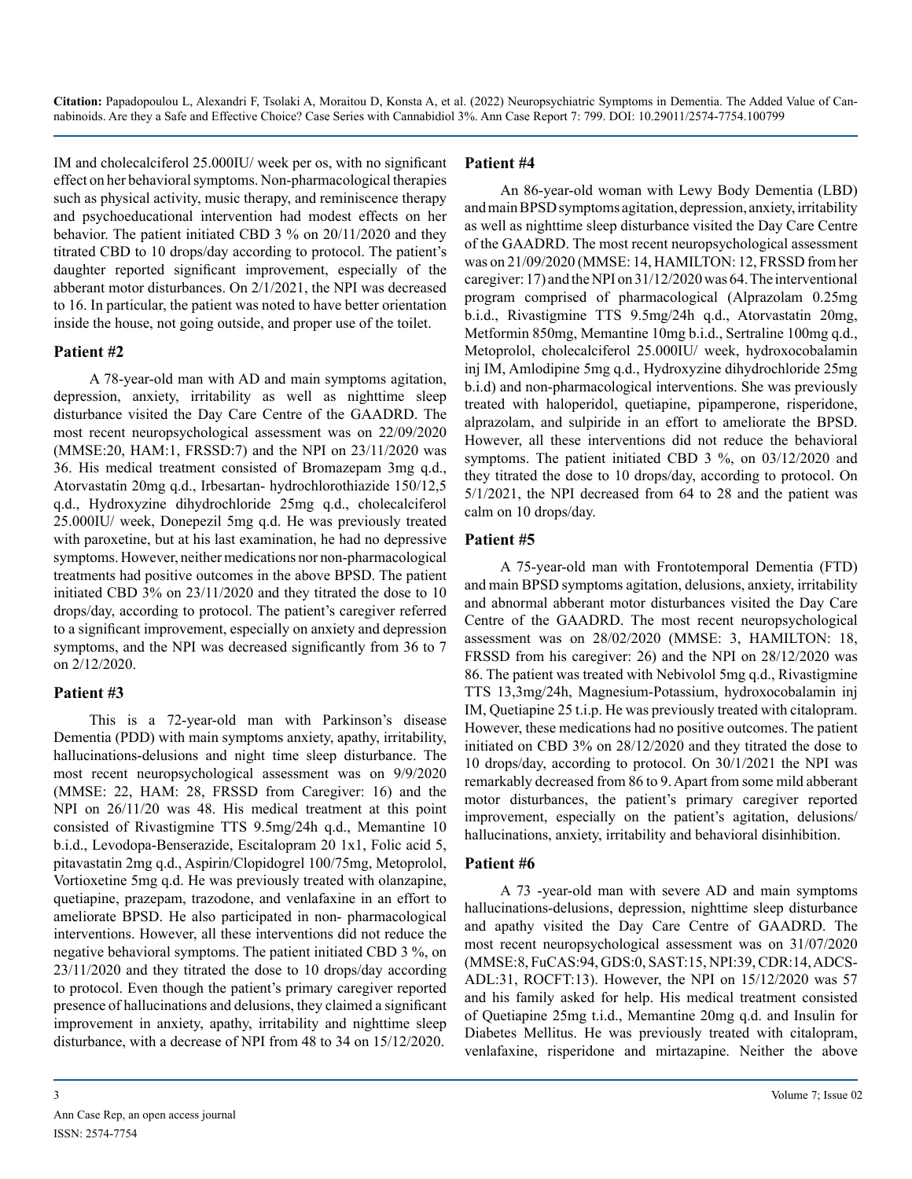IM and cholecalciferol 25.000IU/ week per os, with no significant effect on her behavioral symptoms. Non-pharmacological therapies such as physical activity, music therapy, and reminiscence therapy and psychoeducational intervention had modest effects on her behavior. The patient initiated CBD 3 % on 20/11/2020 and they titrated CBD to 10 drops/day according to protocol. The patient's daughter reported significant improvement, especially of the abberant motor disturbances. On 2/1/2021, the NPI was decreased to 16. In particular, the patient was noted to have better orientation inside the house, not going outside, and proper use of the toilet.

## Patient #2

A 78-year-old man with AD and main symptoms agitation, depression, anxiety, irritability as well as nighttime sleep disturbance visited the Day Care Centre of the GAADRD. The most recent neuropsychological assessment was on 22/09/2020 (MMSE:20, HAM:1, FRSSD:7) and the NPI on 23/11/2020 was 36. His medical treatment consisted of Bromazepam 3mg q.d., Atorvastatin 20mg q.d., Irbesartan- hydrochlorothiazide 150/12,5 q.d., Hydroxyzine dihydrochloride 25mg q.d., cholecalciferol 25.000IU/ week, Donepezil 5mg q.d. He was previously treated with paroxetine, but at his last examination, he had no depressive symptoms. However, neither medications nor non-pharmacological treatments had positive outcomes in the above BPSD. The patient initiated CBD 3% on 23/11/2020 and they titrated the dose to 10 drops/day, according to protocol. The patient's caregiver referred to a significant improvement, especially on anxiety and depression symptoms, and the NPI was decreased significantly from 36 to 7 on 2/12/2020.

## Patient #3

This is a 72-year-old man with Parkinson's disease Dementia (PDD) with main symptoms anxiety, apathy, irritability, hallucinations-delusions and night time sleep disturbance. The most recent neuropsychological assessment was on 9/9/2020 (MMSE: 22, HAM: 28, FRSSD from Caregiver: 16) and the NPI on 26/11/20 was 48. His medical treatment at this point consisted of Rivastigmine TTS 9.5mg/24h q.d., Memantine 10 b.i.d., Levodopa-Benserazide, Escitalopram 20 1x1, Folic acid 5, pitavastatin 2mg q.d., Aspirin/Clopidogrel 100/75mg, Metoprolol, Vortioxetine 5mg q.d. He was previously treated with olanzapine, quetiapine, prazepam, trazodone, and venlafaxine in an effort to ameliorate BPSD. He also participated in non- pharmacological interventions. However, all these interventions did not reduce the negative behavioral symptoms. The patient initiated CBD 3 %, on 23/11/2020 and they titrated the dose to 10 drops/day according to protocol. Even though the patient's primary caregiver reported presence of hallucinations and delusions, they claimed a significant improvement in anxiety, apathy, irritability and nighttime sleep disturbance, with a decrease of NPI from 48 to 34 on 15/12/2020.

## Patient #4

An 86-year-old woman with Lewy Body Dementia (LBD) and main BPSD symptoms agitation, depression, anxiety, irritability as well as nighttime sleep disturbance visited the Day Care Centre of the GAADRD. The most recent neuropsychological assessment was on 21/09/2020 (MMSE: 14, HAMILTON: 12, FRSSD from her caregiver: 17) and the NPI on 31/12/2020 was 64. The interventional program comprised of pharmacological (Alprazolam 0.25mg b.i.d., Rivastigmine TTS 9.5mg/24h q.d., Atorvastatin 20mg, Metformin 850mg, Memantine 10mg b.i.d., Sertraline 100mg q.d., Metoprolol, cholecalciferol 25.000IU/ week, hydroxocobalamin inj IM, Amlodipine 5mg q.d., Hydroxyzine dihydrochloride 25mg b.i.d) and non-pharmacological interventions. She was previously treated with haloperidol, quetiapine, pipamperone, risperidone, alprazolam, and sulpiride in an effort to ameliorate the BPSD. However, all these interventions did not reduce the behavioral symptoms. The patient initiated CBD 3 %, on 03/12/2020 and they titrated the dose to 10 drops/day, according to protocol. On 5/1/2021, the NPI decreased from 64 to 28 and the patient was calm on 10 drops/day.

## Patient #5

A 75-year-old man with Frontotemporal Dementia (FTD) and main BPSD symptoms agitation, delusions, anxiety, irritability and abnormal abberant motor disturbances visited the Day Care Centre of the GAADRD. The most recent neuropsychological assessment was on 28/02/2020 (MMSE: 3, HAMILTON: 18, FRSSD from his caregiver: 26) and the NPI on 28/12/2020 was 86. The patient was treated with Nebivolol 5mg q.d., Rivastigmine TTS 13,3mg/24h, Magnesium-Potassium, hydroxocobalamin inj IM, Quetiapine 25 t.i.p. He was previously treated with citalopram. However, these medications had no positive outcomes. The patient initiated on CBD 3% on 28/12/2020 and they titrated the dose to 10 drops/day, according to protocol. On 30/1/2021 the NPI was remarkably decreased from 86 to 9. Apart from some mild abberant motor disturbances, the patient's primary caregiver reported improvement, especially on the patient's agitation, delusions/ hallucinations, anxiety, irritability and behavioral disinhibition.

## Patient #6

A 73 -year-old man with severe AD and main symptoms hallucinations-delusions, depression, nighttime sleep disturbance and apathy visited the Day Care Centre of GAADRD. The most recent neuropsychological assessment was on 31/07/2020 (MMSE:8, FuCAS:94, GDS:0, SAST:15, NPI:39, CDR:14, ADCS-ADL:31, ROCFT:13). However, the NPI on 15/12/2020 was 57 and his family asked for help. His medical treatment consisted of Quetiapine 25mg t.i.d., Memantine 20mg q.d. and Insulin for Diabetes Mellitus. He was previously treated with citalopram, venlafaxine, risperidone and mirtazapine. Neither the above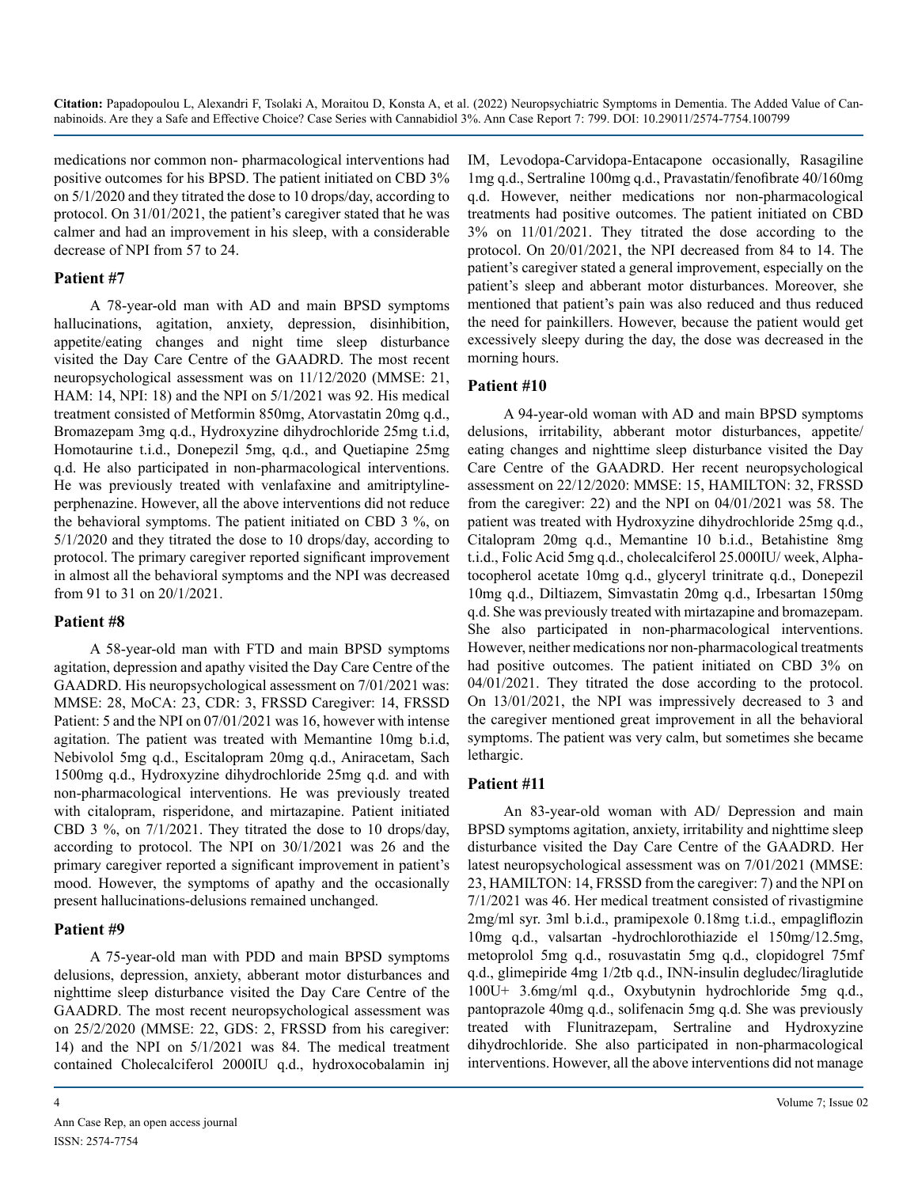medications nor common non- pharmacological interventions had positive outcomes for his BPSD. The patient initiated on CBD 3% on 5/1/2020 and they titrated the dose to 10 drops/day, according to protocol. On 31/01/2021, the patient's caregiver stated that he was calmer and had an improvement in his sleep, with a considerable decrease of NPI from 57 to 24.

## Patient #7

A 78-year-old man with AD and main BPSD symptoms hallucinations, agitation, anxiety, depression, disinhibition, appetite/eating changes and night time sleep disturbance visited the Day Care Centre of the GAADRD. The most recent neuropsychological assessment was on 11/12/2020 (MMSE: 21, HAM: 14, NPI: 18) and the NPI on 5/1/2021 was 92. His medical treatment consisted of Metformin 850mg, Atorvastatin 20mg q.d., Bromazepam 3mg q.d., Hydroxyzine dihydrochloride 25mg t.i.d, Homotaurine t.i.d., Donepezil 5mg, q.d., and Quetiapine 25mg q.d. He also participated in non-pharmacological interventions. He was previously treated with venlafaxine and amitriptyline-perphenazine. However, all the above interventions did not reduce the behavioral symptoms. The patient initiated on CBD 3 %, on 5/1/2020 and they titrated the dose to 10 drops/day, according to protocol. The primary caregiver reported significant improvement in almost all the behavioral symptoms and the NPI was decreased from 91 to 31 on 20/1/2021.

## Patient #8

A 58-year-old man with FTD and main BPSD symptoms agitation, depression and apathy visited the Day Care Centre of the GAADRD. His neuropsychological assessment on 7/01/2021 was: MMSE: 28, MoCA: 23, CDR: 3, FRSSD Caregiver: 14, FRSSD Patient: 5 and the NPI on 07/01/2021 was 16, however with intense agitation. The patient was treated with Memantine 10mg b.i.d, Nebivolol 5mg q.d., Escitalopram 20mg q.d., Aniracetam, Sach 1500mg q.d., Hydroxyzine dihydrochloride 25mg q.d. and with non-pharmacological interventions. He was previously treated with citalopram, risperidone, and mirtazapine. Patient initiated CBD 3 %, on 7/1/2021. They titrated the dose to 10 drops/day, according to protocol. The NPI on 30/1/2021 was 26 and the primary caregiver reported a significant improvement in patient's mood. However, the symptoms of apathy and the occasionally present hallucinations-delusions remained unchanged.

## Patient #9

A 75-year-old man with PDD and main BPSD symptoms delusions, depression, anxiety, abberant motor disturbances and nighttime sleep disturbance visited the Day Care Centre of the GAADRD. The most recent neuropsychological assessment was on 25/2/2020 (MMSE: 22, GDS: 2, FRSSD from his caregiver: 14) and the NPI on 5/1/2021 was 84. The medical treatment contained Cholecalciferol 2000IU q.d., hydroxocobalamin inj IM, Levodopa-Carvidopa-Entacapone occasionally, Rasagiline 1mg q.d., Sertraline 100mg q.d., Pravastatin/fenofibrate 40/160mg q.d. However, neither medications nor non-pharmacological treatments had positive outcomes. The patient initiated on CBD 3% on 11/01/2021. They titrated the dose according to the protocol. On 20/01/2021, the NPI decreased from 84 to 14. The patient's caregiver stated a general improvement, especially on the patient's sleep and abberant motor disturbances. Moreover, she mentioned that patient's pain was also reduced and thus reduced the need for painkillers. However, because the patient would get excessively sleepy during the day, the dose was decreased in the morning hours.

## Patient #10

A 94-year-old woman with AD and main BPSD symptoms delusions, irritability, abberant motor disturbances, appetite/eating changes and nighttime sleep disturbance visited the Day Care Centre of the GAADRD. Her recent neuropsychological assessment on 22/12/2020: MMSE: 15, HAMILTON: 32, FRSSD from the caregiver: 22) and the NPI on 04/01/2021 was 58. The patient was treated with Hydroxyzine dihydrochloride 25mg q.d., Citalopram 20mg q.d., Memantine 10 b.i.d., Betahistine 8mg t.i.d., Folic Acid 5mg q.d., cholecalciferol 25.000IU/ week, Alpha-tocopherol acetate 10mg q.d., glyceryl trinitrate q.d., Donepezil 10mg q.d., Diltiazem, Simvastatin 20mg q.d., Irbesartan 150mg q.d. She was previously treated with mirtazapine and bromazepam. She also participated in non-pharmacological interventions. However, neither medications nor non-pharmacological treatments had positive outcomes. The patient initiated on CBD 3% on 04/01/2021. They titrated the dose according to the protocol. On 13/01/2021, the NPI was impressively decreased to 3 and the caregiver mentioned great improvement in all the behavioral symptoms. The patient was very calm, but sometimes she became lethargic.

## Patient #11

An 83-year-old woman with AD/ Depression and main BPSD symptoms agitation, anxiety, irritability and nighttime sleep disturbance visited the Day Care Centre of the GAADRD. Her latest neuropsychological assessment was on 7/01/2021 (MMSE: 23, HAMILTON: 14, FRSSD from the caregiver: 7) and the NPI on 7/1/2021 was 46. Her medical treatment consisted of rivastigmine 2mg/ml syr. 3ml b.i.d., pramipexole 0.18mg t.i.d., empagliflozin 10mg q.d., valsartan -hydrochlorothiazide el 150mg/12.5mg, metoprolol 5mg q.d., rosuvastatin 5mg q.d., clopidogrel 75mf q.d., glimepiride 4mg 1/2tb q.d., INN-insulin degludec/liraglutide 100U+ 3.6mg/ml q.d., Oxybutynin hydrochloride 5mg q.d., pantoprazole 40mg q.d., solifenacin 5mg q.d. She was previously treated with Flunitrazepam, Sertraline and Hydroxyzine dihydrochloride. She also participated in non-pharmacological interventions. However, all the above interventions did not manage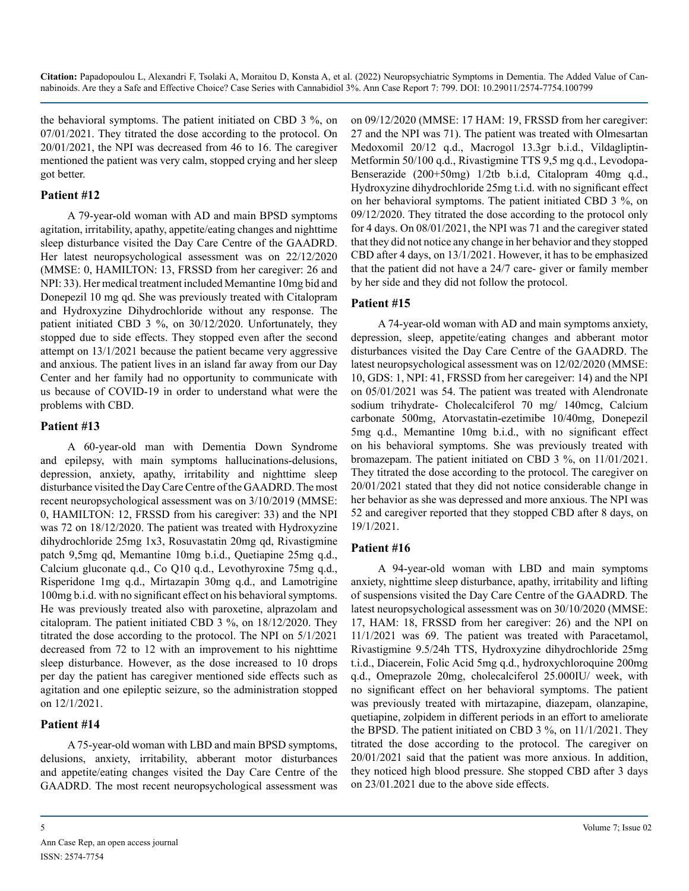the behavioral symptoms. The patient initiated on CBD 3 %, on 07/01/2021. They titrated the dose according to the protocol. On 20/01/2021, the NPI was decreased from 46 to 16. The caregiver mentioned the patient was very calm, stopped crying and her sleep got better.

## Patient #12

A 79-year-old woman with AD and main BPSD symptoms agitation, irritability, apathy, appetite/eating changes and nighttime sleep disturbance visited the Day Care Centre of the GAADRD. Her latest neuropsychological assessment was on 22/12/2020 (MMSE: 0, HAMILTON: 13, FRSSD from her caregiver: 26 and NPI: 33). Her medical treatment included Memantine 10mg bid and Donepezil 10 mg qd. She was previously treated with Citalopram and Hydroxyzine Dihydrochloride without any response. The patient initiated CBD 3 %, on 30/12/2020. Unfortunately, they stopped due to side effects. They stopped even after the second attempt on 13/1/2021 because the patient became very aggressive and anxious. The patient lives in an island far away from our Day Center and her family had no opportunity to communicate with us because of COVID-19 in order to understand what were the problems with CBD.

## Patient #13

A 60-year-old man with Dementia Down Syndrome and epilepsy, with main symptoms hallucinations-delusions, depression, anxiety, apathy, irritability and nighttime sleep disturbance visited the Day Care Centre of the GAADRD. The most recent neuropsychological assessment was on 3/10/2019 (MMSE: 0, HAMILTON: 12, FRSSD from his caregiver: 33) and the NPI was 72 on 18/12/2020. The patient was treated with Hydroxyzine dihydrochloride 25mg 1x3, Rosuvastatin 20mg qd, Rivastigmine patch 9,5mg qd, Memantine 10mg b.i.d., Quetiapine 25mg q.d., Calcium gluconate q.d., Co Q10 q.d., Levothyroxine 75mg q.d., Risperidone 1mg q.d., Mirtazapin 30mg q.d., and Lamotrigine 100mg b.i.d. with no significant effect on his behavioral symptoms. He was previously treated also with paroxetine, alprazolam and citalopram. The patient initiated CBD 3 %, on 18/12/2020. They titrated the dose according to the protocol. The NPI on 5/1/2021 decreased from 72 to 12 with an improvement to his nighttime sleep disturbance. However, as the dose increased to 10 drops per day the patient has caregiver mentioned side effects such as agitation and one epileptic seizure, so the administration stopped on 12/1/2021.

## Patient #14

A 75-year-old woman with LBD and main BPSD symptoms, delusions, anxiety, irritability, abberant motor disturbances and appetite/eating changes visited the Day Care Centre of the GAADRD. The most recent neuropsychological assessment was on 09/12/2020 (MMSE: 17 HAM: 19, FRSSD from her caregiver: 27 and the NPI was 71). The patient was treated with Olmesartan Medoxomil 20/12 q.d., Macrogol 13.3gr b.i.d., Vildagliptin-Metformin 50/100 q.d., Rivastigmine TTS 9,5 mg q.d., Levodopa-Benserazide (200+50mg) 1/2tb b.i.d, Citalopram 40mg q.d., Hydroxyzine dihydrochloride 25mg t.i.d. with no significant effect on her behavioral symptoms. The patient initiated CBD 3 %, on 09/12/2020. They titrated the dose according to the protocol only for 4 days. On 08/01/2021, the NPI was 71 and the caregiver stated that they did not notice any change in her behavior and they stopped CBD after 4 days, on 13/1/2021. However, it has to be emphasized that the patient did not have a 24/7 care- giver or family member by her side and they did not follow the protocol.

## Patient #15

A 74-year-old woman with AD and main symptoms anxiety, depression, sleep, appetite/eating changes and abberant motor disturbances visited the Day Care Centre of the GAADRD. The latest neuropsychological assessment was on 12/02/2020 (MMSE: 10, GDS: 1, NPI: 41, FRSSD from her caregeiver: 14) and the NPI on 05/01/2021 was 54. The patient was treated with Alendronate sodium trihydrate- Cholecalciferol 70 mg/ 140mcg, Calcium carbonate 500mg, Atorvastatin-ezetimibe 10/40mg, Donepezil 5mg q.d., Memantine 10mg b.i.d., with no significant effect on his behavioral symptoms. She was previously treated with bromazepam. The patient initiated on CBD 3 %, on 11/01/2021. They titrated the dose according to the protocol. The caregiver on 20/01/2021 stated that they did not notice considerable change in her behavior as she was depressed and more anxious. The NPI was 52 and caregiver reported that they stopped CBD after 8 days, on 19/1/2021.

## Patient #16

A 94-year-old woman with LBD and main symptoms anxiety, nighttime sleep disturbance, apathy, irritability and lifting of suspensions visited the Day Care Centre of the GAADRD. The latest neuropsychological assessment was on 30/10/2020 (MMSE: 17, HAM: 18, FRSSD from her caregiver: 26) and the NPI on 11/1/2021 was 69. The patient was treated with Paracetamol, Rivastigmine 9.5/24h TTS, Hydroxyzine dihydrochloride 25mg t.i.d., Diacerein, Folic Acid 5mg q.d., hydroxychloroquine 200mg q.d., Omeprazole 20mg, cholecalciferol 25.000IU/ week, with no significant effect on her behavioral symptoms. The patient was previously treated with mirtazapine, diazepam, olanzapine, quetiapine, zolpidem in different periods in an effort to ameliorate the BPSD. The patient initiated on CBD 3 %, on 11/1/2021. They titrated the dose according to the protocol. The caregiver on 20/01/2021 said that the patient was more anxious. In addition, they noticed high blood pressure. She stopped CBD after 3 days on 23/01.2021 due to the above side effects.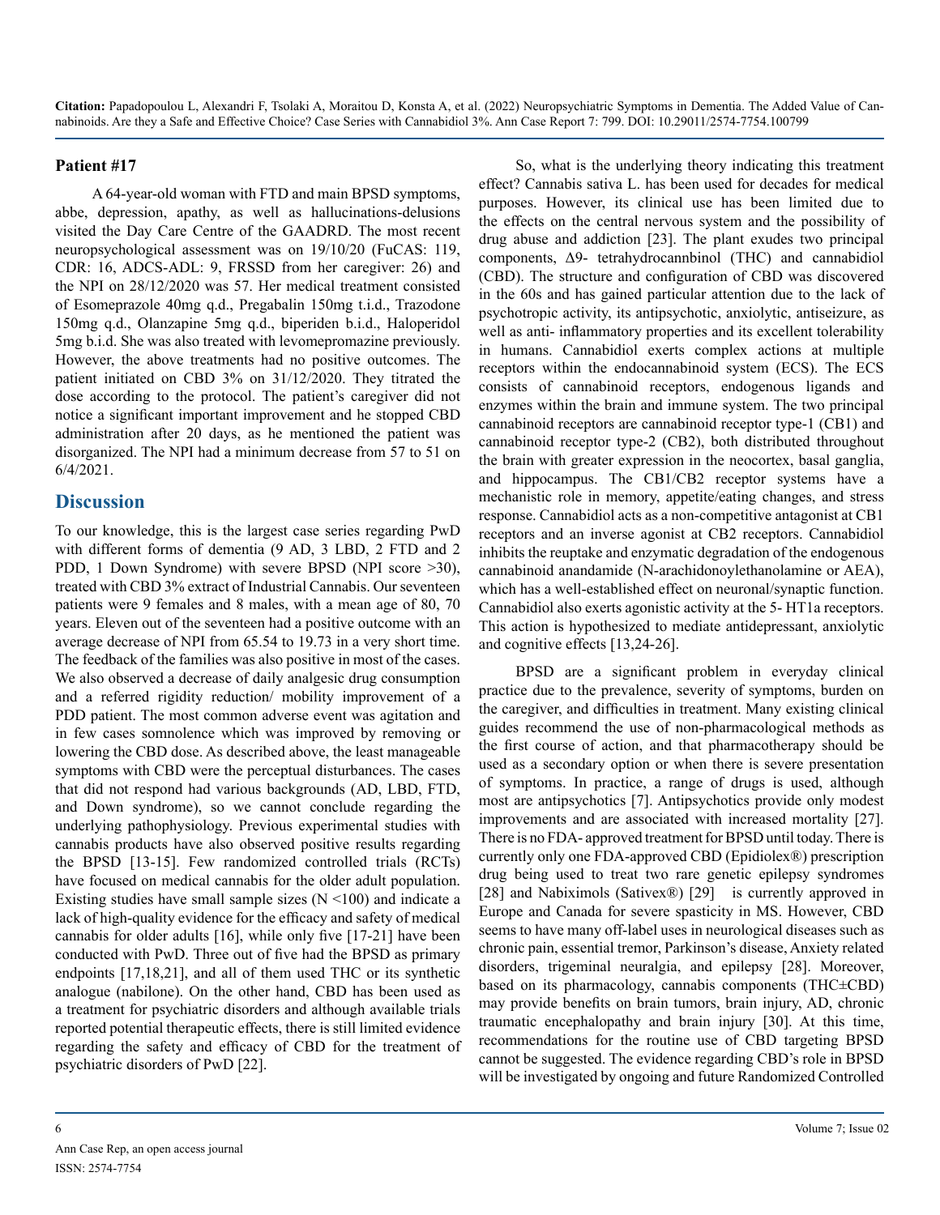### Patient #17

A 64-year-old woman with FTD and main BPSD symptoms, abbe, depression, apathy, as well as hallucinations-delusions visited the Day Care Centre of the GAADRD. The most recent neuropsychological assessment was on 19/10/20 (FuCAS: 119, CDR: 16, ADCS-ADL: 9, FRSSD from her caregiver: 26) and the NPI on 28/12/2020 was 57. Her medical treatment consisted of Esomeprazole 40mg q.d., Pregabalin 150mg t.i.d., Trazodone 150mg q.d., Olanzapine 5mg q.d., biperiden b.i.d., Haloperidol 5mg b.i.d. She was also treated with levomepromazine previously. However, the above treatments had no positive outcomes. The patient initiated on CBD 3% on 31/12/2020. They titrated the dose according to the protocol. The patient's caregiver did not notice a significant important improvement and he stopped CBD administration after 20 days, as he mentioned the patient was disorganized. The NPI had a minimum decrease from 57 to 51 on 6/4/2021.

## Discussion

To our knowledge, this is the largest case series regarding PwD with different forms of dementia (9 AD, 3 LBD, 2 FTD and 2 PDD, 1 Down Syndrome) with severe BPSD (NPI score >30), treated with CBD 3% extract of Industrial Cannabis. Our seventeen patients were 9 females and 8 males, with a mean age of 80, 70 years. Eleven out of the seventeen had a positive outcome with an average decrease of NPI from 65.54 to 19.73 in a very short time. The feedback of the families was also positive in most of the cases. We also observed a decrease of daily analgesic drug consumption and a referred rigidity reduction/ mobility improvement of a PDD patient. The most common adverse event was agitation and in few cases somnolence which was improved by removing or lowering the CBD dose. As described above, the least manageable symptoms with CBD were the perceptual disturbances. The cases that did not respond had various backgrounds (AD, LBD, FTD, and Down syndrome), so we cannot conclude regarding the underlying pathophysiology. Previous experimental studies with cannabis products have also observed positive results regarding the BPSD [13-15]. Few randomized controlled trials (RCTs) have focused on medical cannabis for the older adult population. Existing studies have small sample sizes (N <100) and indicate a lack of high-quality evidence for the efficacy and safety of medical cannabis for older adults [16], while only five [17-21] have been conducted with PwD. Three out of five had the BPSD as primary endpoints [17,18,21], and all of them used THC or its synthetic analogue (nabilone). On the other hand, CBD has been used as a treatment for psychiatric disorders and although available trials reported potential therapeutic effects, there is still limited evidence regarding the safety and efficacy of CBD for the treatment of psychiatric disorders of PwD [22].

So, what is the underlying theory indicating this treatment effect? Cannabis sativa L. has been used for decades for medical purposes. However, its clinical use has been limited due to the effects on the central nervous system and the possibility of drug abuse and addiction [23]. The plant exudes two principal components, Δ9- tetrahydrocannbinol (THC) and cannabidiol (CBD). The structure and configuration of CBD was discovered in the 60s and has gained particular attention due to the lack of psychotropic activity, its antipsychotic, anxiolytic, antiseizure, as well as anti- inflammatory properties and its excellent tolerability in humans. Cannabidiol exerts complex actions at multiple receptors within the endocannabinoid system (ECS). The ECS consists of cannabinoid receptors, endogenous ligands and enzymes within the brain and immune system. The two principal cannabinoid receptors are cannabinoid receptor type-1 (CB1) and cannabinoid receptor type-2 (CB2), both distributed throughout the brain with greater expression in the neocortex, basal ganglia, and hippocampus. The CB1/CB2 receptor systems have a mechanistic role in memory, appetite/eating changes, and stress response. Cannabidiol acts as a non-competitive antagonist at CB1 receptors and an inverse agonist at CB2 receptors. Cannabidiol inhibits the reuptake and enzymatic degradation of the endogenous cannabinoid anandamide (N-arachidonoylethanolamine or AEA), which has a well-established effect on neuronal/synaptic function. Cannabidiol also exerts agonistic activity at the 5- HT1a receptors. This action is hypothesized to mediate antidepressant, anxiolytic and cognitive effects [13,24-26].

BPSD are a significant problem in everyday clinical practice due to the prevalence, severity of symptoms, burden on the caregiver, and difficulties in treatment. Many existing clinical guides recommend the use of non-pharmacological methods as the first course of action, and that pharmacotherapy should be used as a secondary option or when there is severe presentation of symptoms. In practice, a range of drugs is used, although most are antipsychotics [7]. Antipsychotics provide only modest improvements and are associated with increased mortality [27]. There is no FDA- approved treatment for BPSD until today. There is currently only one FDA-approved CBD (Epidiolex®) prescription drug being used to treat two rare genetic epilepsy syndromes [28] and Nabiximols (Sativex®) [29] is currently approved in Europe and Canada for severe spasticity in MS. However, CBD seems to have many off-label uses in neurological diseases such as chronic pain, essential tremor, Parkinson's disease, Anxiety related disorders, trigeminal neuralgia, and epilepsy [28]. Moreover, based on its pharmacology, cannabis components (THC±CBD) may provide benefits on brain tumors, brain injury, AD, chronic traumatic encephalopathy and brain injury [30]. At this time, recommendations for the routine use of CBD targeting BPSD cannot be suggested. The evidence regarding CBD's role in BPSD will be investigated by ongoing and future Randomized Controlled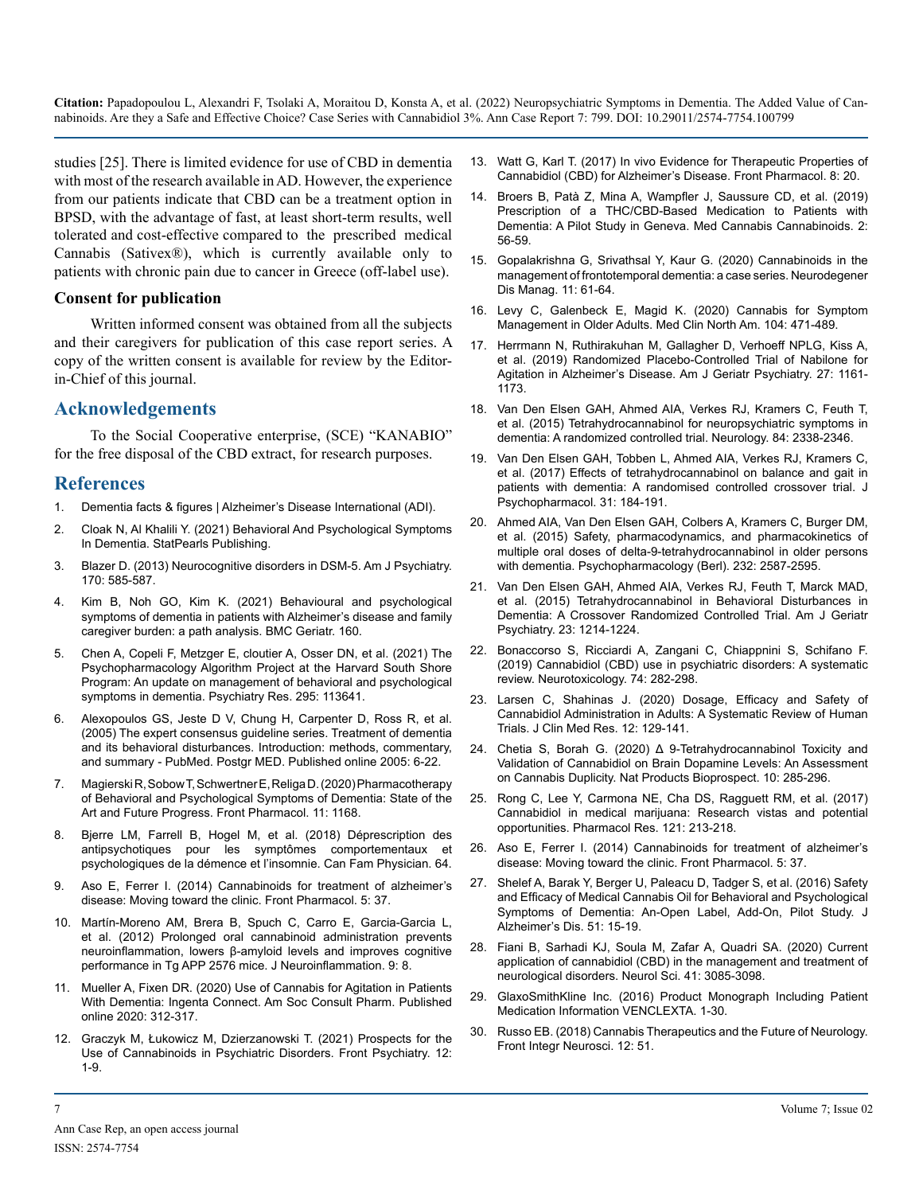studies [25]. There is limited evidence for use of CBD in dementia with most of the research available in AD. However, the experience from our patients indicate that CBD can be a treatment option in BPSD, with the advantage of fast, at least short-term results, well tolerated and cost-effective compared to the prescribed medical Cannabis (Sativex®), which is currently available only to patients with chronic pain due to cancer in Greece (off-label use).

### Consent for publication

Written informed consent was obtained from all the subjects and their caregivers for publication of this case report series. A copy of the written consent is available for review by the Editor-in-Chief of this journal.

## Acknowledgements

To the Social Cooperative enterprise, (SCE) "KANABIO" for the free disposal of the CBD extract, for research purposes.

## References

1. Dementia facts & figures | Alzheimer's Disease International (ADI).
2. Cloak N, Al Khalili Y. (2021) Behavioral And Psychological Symptoms In Dementia. StatPearls Publishing.
3. Blazer D. (2013) Neurocognitive disorders in DSM-5. Am J Psychiatry. 170: 585-587.
4. Kim B, Noh GO, Kim K. (2021) Behavioural and psychological symptoms of dementia in patients with Alzheimer's disease and family caregiver burden: a path analysis. BMC Geriatr. 160.
5. Chen A, Copeli F, Metzger E, cloutier A, Osser DN, et al. (2021) The Psychopharmacology Algorithm Project at the Harvard South Shore Program: An update on management of behavioral and psychological symptoms in dementia. Psychiatry Res. 295: 113641.
6. Alexopoulos GS, Jeste D V, Chung H, Carpenter D, Ross R, et al. (2005) The expert consensus guideline series. Treatment of dementia and its behavioral disturbances. Introduction: methods, commentary, and summary - PubMed. Postgr MED. Published online 2005: 6-22.
7. Magierski R, Sobow T, Schwertner E, Religa D. (2020) Pharmacotherapy of Behavioral and Psychological Symptoms of Dementia: State of the Art and Future Progress. Front Pharmacol. 11: 1168.
8. Bjerre LM, Farrell B, Hogel M, et al. (2018) Déprescription des antipsychotiques pour les symptômes comportementaux et psychologiques de la démence et l'insomnie. Can Fam Physician. 64.
9. Aso E, Ferrer I. (2014) Cannabinoids for treatment of alzheimer's disease: Moving toward the clinic. Front Pharmacol. 5: 37.
10. Martín-Moreno AM, Brera B, Spuch C, Carro E, Garcia-Garcia L, et al. (2012) Prolonged oral cannabinoid administration prevents neuroinflammation, lowers β-amyloid levels and improves cognitive performance in Tg APP 2576 mice. J Neuroinflammation. 9: 8.
11. Mueller A, Fixen DR. (2020) Use of Cannabis for Agitation in Patients With Dementia: Ingenta Connect. Am Soc Consult Pharm. Published online 2020: 312-317.
12. Graczyk M, Łukowicz M, Dzierzanowski T. (2021) Prospects for the Use of Cannabinoids in Psychiatric Disorders. Front Psychiatry. 12: 1-9.
13. Watt G, Karl T. (2017) In vivo Evidence for Therapeutic Properties of Cannabidiol (CBD) for Alzheimer's Disease. Front Pharmacol. 8: 20.
14. Broers B, Patà Z, Mina A, Wampfler J, Saussure CD, et al. (2019) Prescription of a THC/CBD-Based Medication to Patients with Dementia: A Pilot Study in Geneva. Med Cannabis Cannabinoids. 2: 56-59.
15. Gopalakrishna G, Srivathsal Y, Kaur G. (2020) Cannabinoids in the management of frontotemporal dementia: a case series. Neurodegener Dis Manag. 11: 61-64.
16. Levy C, Galenbeck E, Magid K. (2020) Cannabis for Symptom Management in Older Adults. Med Clin North Am. 104: 471-489.
17. Herrmann N, Ruthirakuhan M, Gallagher D, Verhoeff NPLG, Kiss A, et al. (2019) Randomized Placebo-Controlled Trial of Nabilone for Agitation in Alzheimer's Disease. Am J Geriatr Psychiatry. 27: 1161-1173.
18. Van Den Elsen GAH, Ahmed AIA, Verkes RJ, Kramers C, Feuth T, et al. (2015) Tetrahydrocannabinol for neuropsychiatric symptoms in dementia: A randomized controlled trial. Neurology. 84: 2338-2346.
19. Van Den Elsen GAH, Tobben L, Ahmed AIA, Verkes RJ, Kramers C, et al. (2017) Effects of tetrahydrocannabinol on balance and gait in patients with dementia: A randomised controlled crossover trial. J Psychopharmacol. 31: 184-191.
20. Ahmed AIA, Van Den Elsen GAH, Colbers A, Kramers C, Burger DM, et al. (2015) Safety, pharmacodynamics, and pharmacokinetics of multiple oral doses of delta-9-tetrahydrocannabinol in older persons with dementia. Psychopharmacology (Berl). 232: 2587-2595.
21. Van Den Elsen GAH, Ahmed AIA, Verkes RJ, Feuth T, Marck MAD, et al. (2015) Tetrahydrocannabinol in Behavioral Disturbances in Dementia: A Crossover Randomized Controlled Trial. Am J Geriatr Psychiatry. 23: 1214-1224.
22. Bonaccorso S, Ricciardi A, Zangani C, Chiappnini S, Schifano F. (2019) Cannabidiol (CBD) use in psychiatric disorders: A systematic review. Neurotoxicology. 74: 282-298.
23. Larsen C, Shahinas J. (2020) Dosage, Efficacy and Safety of Cannabidiol Administration in Adults: A Systematic Review of Human Trials. J Clin Med Res. 12: 129-141.
24. Chetia S, Borah G. (2020) Δ 9-Tetrahydrocannabinol Toxicity and Validation of Cannabidiol on Brain Dopamine Levels: An Assessment on Cannabis Duplicity. Nat Products Bioprospect. 10: 285-296.
25. Rong C, Lee Y, Carmona NE, Cha DS, Ragguett RM, et al. (2017) Cannabidiol in medical marijuana: Research vistas and potential opportunities. Pharmacol Res. 121: 213-218.
26. Aso E, Ferrer I. (2014) Cannabinoids for treatment of alzheimer's disease: Moving toward the clinic. Front Pharmacol. 5: 37.
27. Shelef A, Barak Y, Berger U, Paleacu D, Tadger S, et al. (2016) Safety and Efficacy of Medical Cannabis Oil for Behavioral and Psychological Symptoms of Dementia: An-Open Label, Add-On, Pilot Study. J Alzheimer's Dis. 51: 15-19.
28. Fiani B, Sarhadi KJ, Soula M, Zafar A, Quadri SA. (2020) Current application of cannabidiol (CBD) in the management and treatment of neurological disorders. Neurol Sci. 41: 3085-3098.
29. GlaxoSmithKline Inc. (2016) Product Monograph Including Patient Medication Information VENCLEXTA. 1-30.
30. Russo EB. (2018) Cannabis Therapeutics and the Future of Neurology. Front Integr Neurosci. 12: 51.